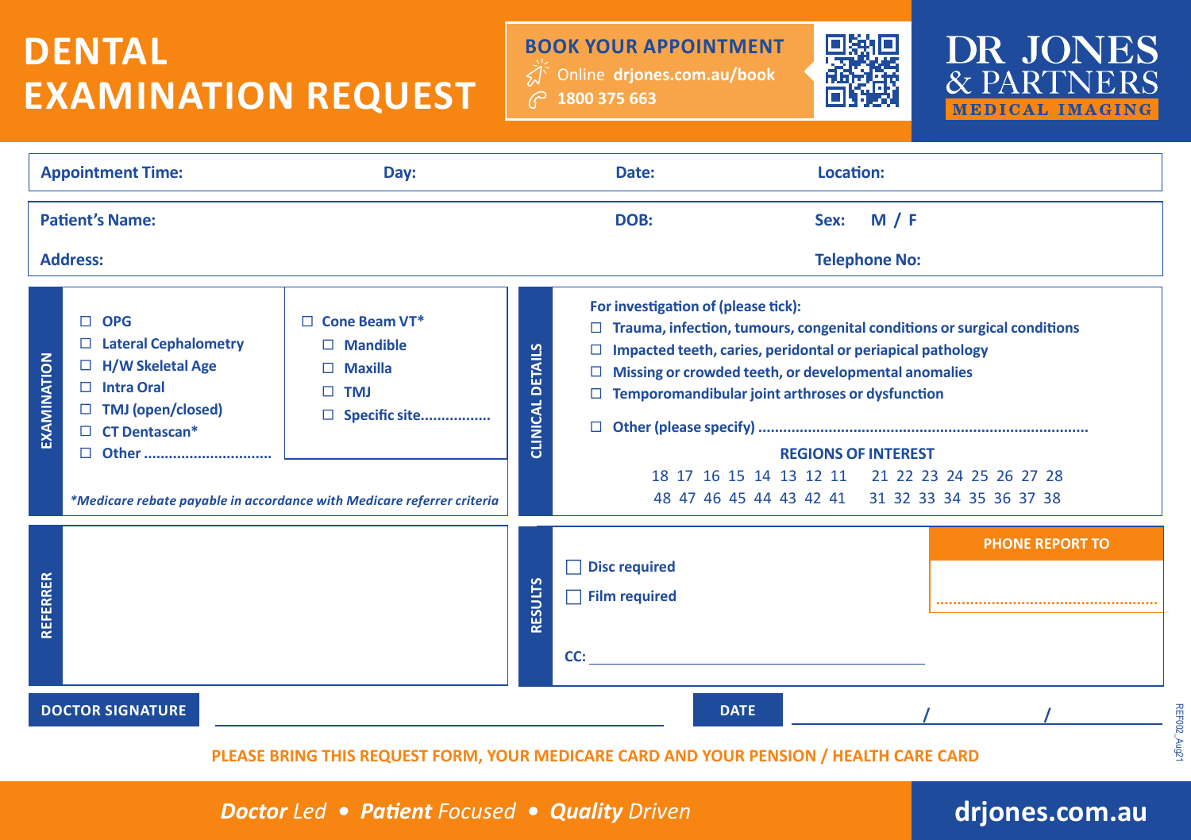# DENTAL EXAMINATION REQUEST

**BOOK YOUR APPOINTMENT**
Online **drjones.com.au/book**
**1800 375 663**

**DR JONES & PARTNERS**
**MEDICAL IMAGING**

**Appointment Time:** | **Day:** | **Date:** | **Location:**

**Patient's Name:** | **DOB:** | **Sex:** M / F

**Address:** | **Telephone No:**

## EXAMINATION

- ☐ OPG
- ☐ Lateral Cephalometry
- ☐ H/W Skeletal Age
- ☐ Intra Oral
- ☐ TMJ (open/closed)
- ☐ CT Dentascan*
- ☐ Other ..............................

- ☐ Cone Beam VT*
  - ☐ Mandible
  - ☐ Maxilla
  - ☐ TMJ
  - ☐ Specific site.................

*Medicare rebate payable in accordance with Medicare referrer criteria*

## CLINICAL DETAILS

**For investigation of (please tick):**

- ☐ Trauma, infection, tumours, congenital conditions or surgical conditions
- ☐ Impacted teeth, caries, peridontal or periapical pathology
- ☐ Missing or crowded teeth, or developmental anomalies
- ☐ Temporomandibular joint arthroses or dysfunction
- ☐ Other (please specify) ..............................................................................

**REGIONS OF INTEREST**

| | |
|---|---|
| 18 17 16 15 14 13 12 11 | 21 22 23 24 25 26 27 28 |
| 48 47 46 45 44 43 42 41 | 31 32 33 34 35 36 37 38 |

## REFERRER

## RESULTS

- ☐ Disc required
- ☐ Film required

**CC:** ____________________

**PHONE REPORT TO**
....................................................

**DOCTOR SIGNATURE** ____________________ **DATE** ______ / ______ / ______

REF002_Aug21

**PLEASE BRING THIS REQUEST FORM, YOUR MEDICARE CARD AND YOUR PENSION / HEALTH CARE CARD**

***Doctor*** *Led* • ***Patient*** *Focused* • ***Quality*** *Driven*

**drjones.com.au**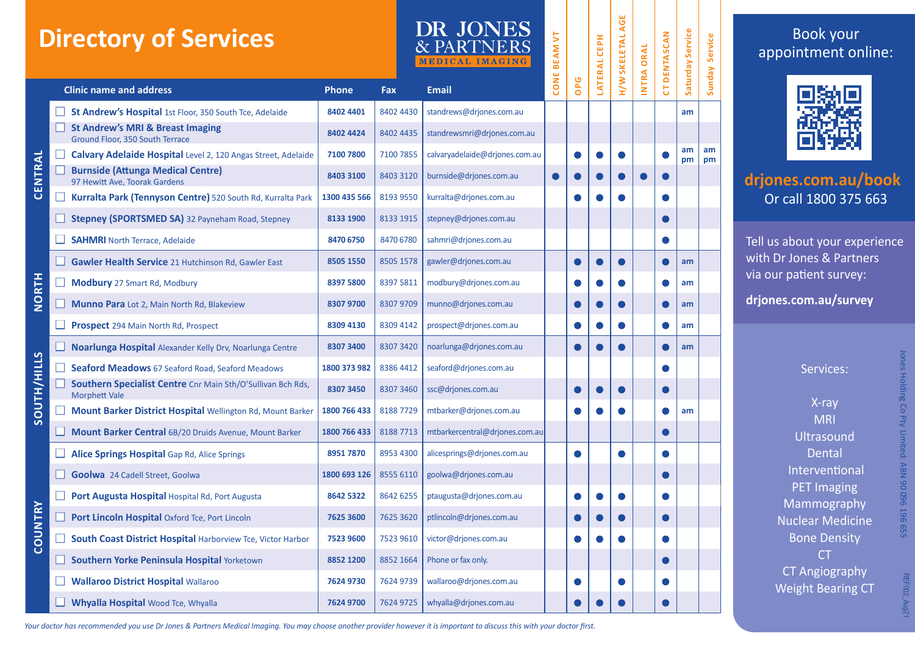# Directory of Services

**DR JONES & PARTNERS MEDICAL IMAGING**

| Region | Clinic name and address | Phone | Fax | Email | CONE BEAM VT | OPG | LATERAL CEPH | H/W SKELETAL AGE | INTRA ORAL | CT DENTASCAN | Saturday Service | Sunday Service |
|---|---|---|---|---|---|---|---|---|---|---|---|---|
| CENTRAL | **St Andrew's Hospital** 1st Floor, 350 South Tce, Adelaide | 8402 4401 | 8402 4430 | standrews@drjones.com.au | | | | | | | am | |
| CENTRAL | **St Andrew's MRI & Breast Imaging** Ground Floor, 350 South Terrace | 8402 4424 | 8402 4435 | standrewsmri@drjones.com.au | | | | | | | | |
| CENTRAL | **Calvary Adelaide Hospital** Level 2, 120 Angas Street, Adelaide | 7100 7800 | 7100 7855 | calvaryadelaide@drjones.com.au | | ● | ● | ● | | ● | am pm | am pm |
| CENTRAL | **Burnside (Attunga Medical Centre)** 97 Hewitt Ave, Toorak Gardens | 8403 3100 | 8403 3120 | burnside@drjones.com.au | ● | ● | ● | ● | ● | ● | | |
| CENTRAL | **Kurralta Park (Tennyson Centre)** 520 South Rd, Kurralta Park | 1300 435 566 | 8193 9550 | kurralta@drjones.com.au | | ● | ● | ● | | ● | | |
| CENTRAL | **Stepney (SPORTSMED SA)** 32 Payneham Road, Stepney | 8133 1900 | 8133 1915 | stepney@drjones.com.au | | | | | | ● | | |
| CENTRAL | **SAHMRI** North Terrace, Adelaide | 8470 6750 | 8470 6780 | sahmri@drjones.com.au | | | | | | ● | | |
| NORTH | **Gawler Health Service** 21 Hutchinson Rd, Gawler East | 8505 1550 | 8505 1578 | gawler@drjones.com.au | | ● | ● | ● | | ● | am | |
| NORTH | **Modbury** 27 Smart Rd, Modbury | 8397 5800 | 8397 5811 | modbury@drjones.com.au | | ● | ● | ● | | ● | am | |
| NORTH | **Munno Para** Lot 2, Main North Rd, Blakeview | 8307 9700 | 8307 9709 | munno@drjones.com.au | | ● | ● | ● | | ● | am | |
| NORTH | **Prospect** 294 Main North Rd, Prospect | 8309 4130 | 8309 4142 | prospect@drjones.com.au | | ● | ● | ● | | ● | am | |
| SOUTH/HILLS | **Noarlunga Hospital** Alexander Kelly Drv, Noarlunga Centre | 8307 3400 | 8307 3420 | noarlunga@drjones.com.au | | ● | ● | ● | | ● | am | |
| SOUTH/HILLS | **Seaford Meadows** 67 Seaford Road, Seaford Meadows | 1800 373 982 | 8386 4412 | seaford@drjones.com.au | | | | | | ● | | |
| SOUTH/HILLS | **Southern Specialist Centre** Cnr Main Sth/O'Sullivan Bch Rds, Morphett Vale | 8307 3450 | 8307 3460 | ssc@drjones.com.au | | ● | ● | ● | | ● | | |
| SOUTH/HILLS | **Mount Barker District Hospital** Wellington Rd, Mount Barker | 1800 766 433 | 8188 7729 | mtbarker@drjones.com.au | | ● | ● | ● | | ● | am | |
| SOUTH/HILLS | **Mount Barker Central** 6B/20 Druids Avenue, Mount Barker | 1800 766 433 | 8188 7713 | mtbarkercentral@drjones.com.au | | | | | | ● | | |
| COUNTRY | **Alice Springs Hospital** Gap Rd, Alice Springs | 8951 7870 | 8953 4300 | alicesprings@drjones.com.au | | ● | | ● | | ● | | |
| COUNTRY | **Goolwa** 24 Cadell Street, Goolwa | 1800 693 126 | 8555 6110 | goolwa@drjones.com.au | | | | | | ● | | |
| COUNTRY | **Port Augusta Hospital** Hospital Rd, Port Augusta | 8642 5322 | 8642 6255 | ptaugusta@drjones.com.au | | ● | ● | ● | | ● | | |
| COUNTRY | **Port Lincoln Hospital** Oxford Tce, Port Lincoln | 7625 3600 | 7625 3620 | ptlincoln@drjones.com.au | | ● | ● | ● | | ● | | |
| COUNTRY | **South Coast District Hospital** Harborview Tce, Victor Harbor | 7523 9600 | 7523 9610 | victor@drjones.com.au | | ● | ● | ● | | ● | | |
| COUNTRY | **Southern Yorke Peninsula Hospital** Yorketown | 8852 1200 | 8852 1664 | Phone or fax only. | | | | | | ● | | |
| COUNTRY | **Wallaroo District Hospital** Wallaroo | 7624 9730 | 7624 9739 | wallaroo@drjones.com.au | | ● | | ● | | ● | | |
| COUNTRY | **Whyalla Hospital** Wood Tce, Whyalla | 7624 9700 | 7624 9725 | whyalla@drjones.com.au | | ● | ● | ● | | ● | | |

*Your doctor has recommended you use Dr Jones & Partners Medical Imaging. You may choose another provider however it is important to discuss this with your doctor first.*

## Book your appointment online:

**drjones.com.au/book**

Or call 1800 375 663

Tell us about your experience with Dr Jones & Partners via our patient survey:

**drjones.com.au/survey**

Services:

- X-ray
- MRI
- Ultrasound
- Dental
- Interventional
- PET Imaging
- Mammography
- Nuclear Medicine
- Bone Density
- CT
- CT Angiography
- Weight Bearing CT

Jones Holding Co Pty Limited: ABN 90 096 196 655

REF002_Aug21